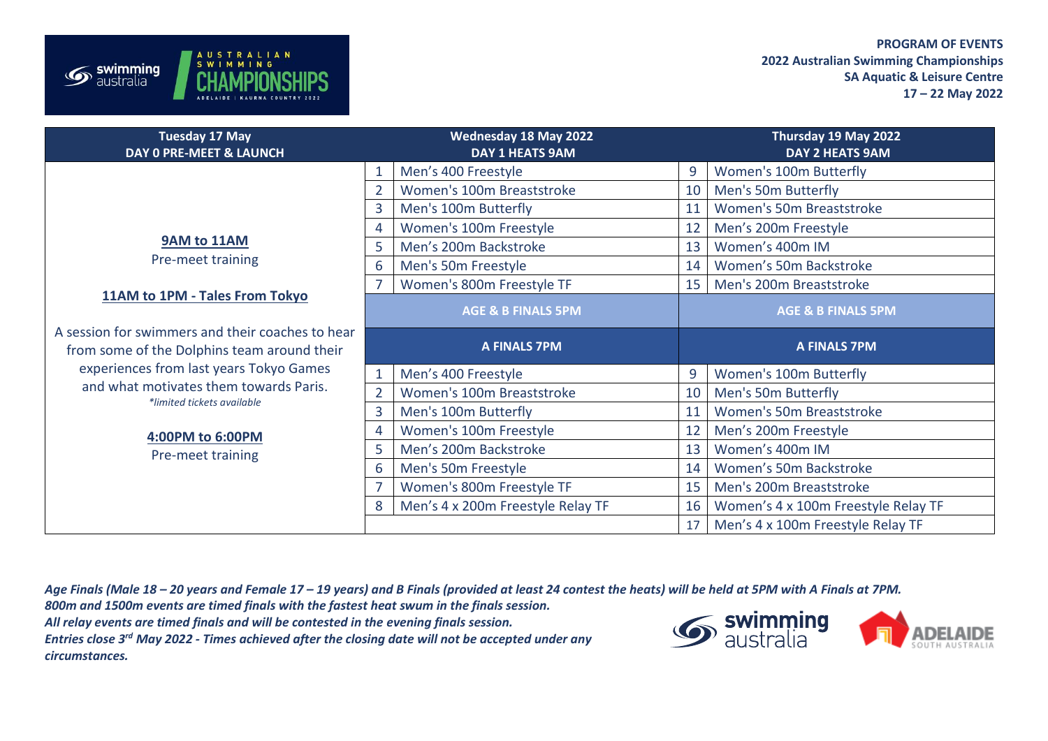**PROGRAM OF EVENTS**
**2022 Australian Swimming Championships**
**SA Aquatic & Leisure Centre**
**17 – 22 May 2022**

| Tuesday 17 May<br>DAY 0 PRE-MEET & LAUNCH | Wednesday 18 May 2022<br>DAY 1 HEATS 9AM | | Thursday 19 May 2022<br>DAY 2 HEATS 9AM | |
|---|---|---|---|---|
| **9AM to 11AM**<br>Pre-meet training<br><br>**11AM to 1PM - Tales From Tokyo**<br>A session for swimmers and their coaches to hear from some of the Dolphins team around their experiences from last years Tokyo Games and what motivates them towards Paris.<br>*\*limited tickets available*<br><br>**4:00PM to 6:00PM**<br>Pre-meet training | 1 | Men's 400 Freestyle | 9 | Women's 100m Butterfly |
| | 2 | Women's 100m Breaststroke | 10 | Men's 50m Butterfly |
| | 3 | Men's 100m Butterfly | 11 | Women's 50m Breaststroke |
| | 4 | Women's 100m Freestyle | 12 | Men's 200m Freestyle |
| | 5 | Men's 200m Backstroke | 13 | Women's 400m IM |
| | 6 | Men's 50m Freestyle | 14 | Women's 50m Backstroke |
| | 7 | Women's 800m Freestyle TF | 15 | Men's 200m Breaststroke |
| | **AGE & B FINALS 5PM** | | **AGE & B FINALS 5PM** | |
| | **A FINALS 7PM** | | **A FINALS 7PM** | |
| | 1 | Men's 400 Freestyle | 9 | Women's 100m Butterfly |
| | 2 | Women's 100m Breaststroke | 10 | Men's 50m Butterfly |
| | 3 | Men's 100m Butterfly | 11 | Women's 50m Breaststroke |
| | 4 | Women's 100m Freestyle | 12 | Men's 200m Freestyle |
| | 5 | Men's 200m Backstroke | 13 | Women's 400m IM |
| | 6 | Men's 50m Freestyle | 14 | Women's 50m Backstroke |
| | 7 | Women's 800m Freestyle TF | 15 | Men's 200m Breaststroke |
| | 8 | Men's 4 x 200m Freestyle Relay TF | 16 | Women's 4 x 100m Freestyle Relay TF |
| | | | 17 | Men's 4 x 100m Freestyle Relay TF |

***Age Finals (Male 18 – 20 years and Female 17 – 19 years) and B Finals (provided at least 24 contest the heats) will be held at 5PM with A Finals at 7PM.***
***800m and 1500m events are timed finals with the fastest heat swum in the finals session.***
***All relay events are timed finals and will be contested in the evening finals session.***
***Entries close 3rd May 2022 - Times achieved after the closing date will not be accepted under any circumstances.***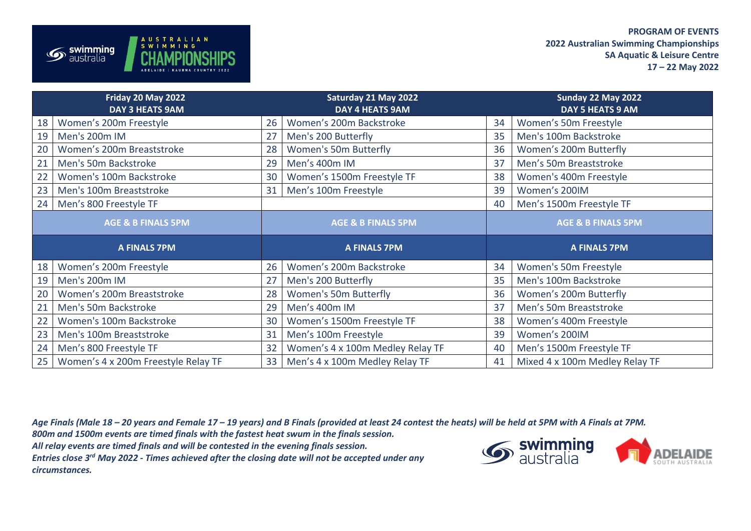**PROGRAM OF EVENTS**
**2022 Australian Swimming Championships**
**SA Aquatic & Leisure Centre**
**17 – 22 May 2022**

| Friday 20 May 2022<br>DAY 3 HEATS 9AM | | Saturday 21 May 2022<br>DAY 4 HEATS 9AM | | Sunday 22 May 2022<br>DAY 5 HEATS 9 AM | |
|---|---|---|---|---|---|
| 18 | Women's 200m Freestyle | 26 | Women's 200m Backstroke | 34 | Women's 50m Freestyle |
| 19 | Men's 200m IM | 27 | Men's 200 Butterfly | 35 | Men's 100m Backstroke |
| 20 | Women's 200m Breaststroke | 28 | Women's 50m Butterfly | 36 | Women's 200m Butterfly |
| 21 | Men's 50m Backstroke | 29 | Men's 400m IM | 37 | Men's 50m Breaststroke |
| 22 | Women's 100m Backstroke | 30 | Women's 1500m Freestyle TF | 38 | Women's 400m Freestyle |
| 23 | Men's 100m Breaststroke | 31 | Men's 100m Freestyle | 39 | Women's 200IM |
| 24 | Men's 800 Freestyle TF | | | 40 | Men's 1500m Freestyle TF |
| **AGE & B FINALS 5PM** | | **AGE & B FINALS 5PM** | | **AGE & B FINALS 5PM** | |
| **A FINALS 7PM** | | **A FINALS 7PM** | | **A FINALS 7PM** | |
| 18 | Women's 200m Freestyle | 26 | Women's 200m Backstroke | 34 | Women's 50m Freestyle |
| 19 | Men's 200m IM | 27 | Men's 200 Butterfly | 35 | Men's 100m Backstroke |
| 20 | Women's 200m Breaststroke | 28 | Women's 50m Butterfly | 36 | Women's 200m Butterfly |
| 21 | Men's 50m Backstroke | 29 | Men's 400m IM | 37 | Men's 50m Breaststroke |
| 22 | Women's 100m Backstroke | 30 | Women's 1500m Freestyle TF | 38 | Women's 400m Freestyle |
| 23 | Men's 100m Breaststroke | 31 | Men's 100m Freestyle | 39 | Women's 200IM |
| 24 | Men's 800 Freestyle TF | 32 | Women's 4 x 100m Medley Relay TF | 40 | Men's 1500m Freestyle TF |
| 25 | Women's 4 x 200m Freestyle Relay TF | 33 | Men's 4 x 100m Medley Relay TF | 41 | Mixed 4 x 100m Medley Relay TF |

*Age Finals (Male 18 – 20 years and Female 17 – 19 years) and B Finals (provided at least 24 contest the heats) will be held at 5PM with A Finals at 7PM.*
*800m and 1500m events are timed finals with the fastest heat swum in the finals session.*
*All relay events are timed finals and will be contested in the evening finals session.*
*Entries close 3rd May 2022 - Times achieved after the closing date will not be accepted under any circumstances.*